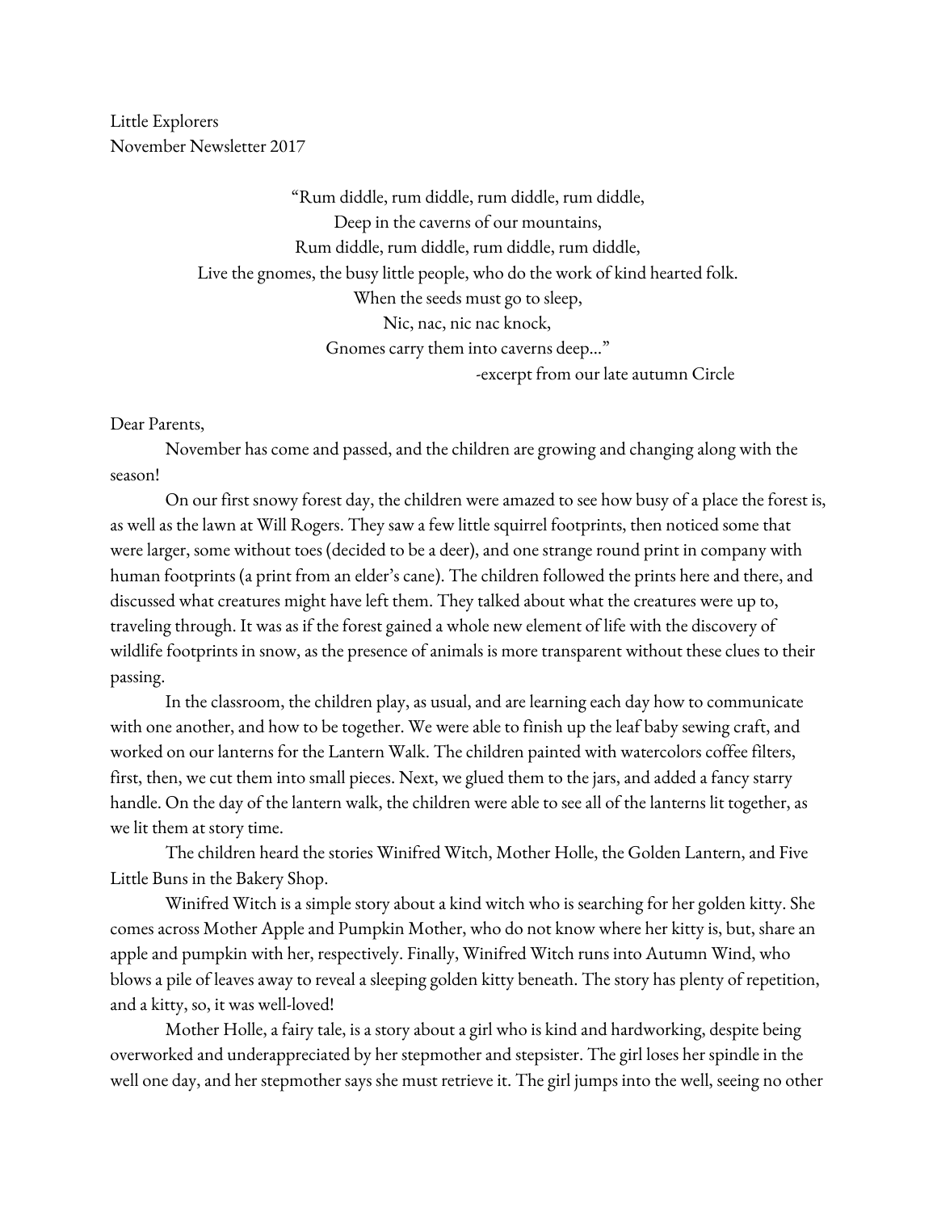Little Explorers
November Newsletter 2017

"Rum diddle, rum diddle, rum diddle, rum diddle,
Deep in the caverns of our mountains,
Rum diddle, rum diddle, rum diddle, rum diddle,
Live the gnomes, the busy little people, who do the work of kind hearted folk.
When the seeds must go to sleep,
Nic, nac, nic nac knock,
Gnomes carry them into caverns deep…"
-excerpt from our late autumn Circle

Dear Parents,

November has come and passed, and the children are growing and changing along with the season!

On our first snowy forest day, the children were amazed to see how busy of a place the forest is, as well as the lawn at Will Rogers. They saw a few little squirrel footprints, then noticed some that were larger, some without toes (decided to be a deer), and one strange round print in company with human footprints (a print from an elder's cane). The children followed the prints here and there, and discussed what creatures might have left them. They talked about what the creatures were up to, traveling through. It was as if the forest gained a whole new element of life with the discovery of wildlife footprints in snow, as the presence of animals is more transparent without these clues to their passing.

In the classroom, the children play, as usual, and are learning each day how to communicate with one another, and how to be together. We were able to finish up the leaf baby sewing craft, and worked on our lanterns for the Lantern Walk. The children painted with watercolors coffee filters, first, then, we cut them into small pieces. Next, we glued them to the jars, and added a fancy starry handle. On the day of the lantern walk, the children were able to see all of the lanterns lit together, as we lit them at story time.

The children heard the stories Winifred Witch, Mother Holle, the Golden Lantern, and Five Little Buns in the Bakery Shop.

Winifred Witch is a simple story about a kind witch who is searching for her golden kitty. She comes across Mother Apple and Pumpkin Mother, who do not know where her kitty is, but, share an apple and pumpkin with her, respectively. Finally, Winifred Witch runs into Autumn Wind, who blows a pile of leaves away to reveal a sleeping golden kitty beneath. The story has plenty of repetition, and a kitty, so, it was well-loved!

Mother Holle, a fairy tale, is a story about a girl who is kind and hardworking, despite being overworked and underappreciated by her stepmother and stepsister. The girl loses her spindle in the well one day, and her stepmother says she must retrieve it. The girl jumps into the well, seeing no other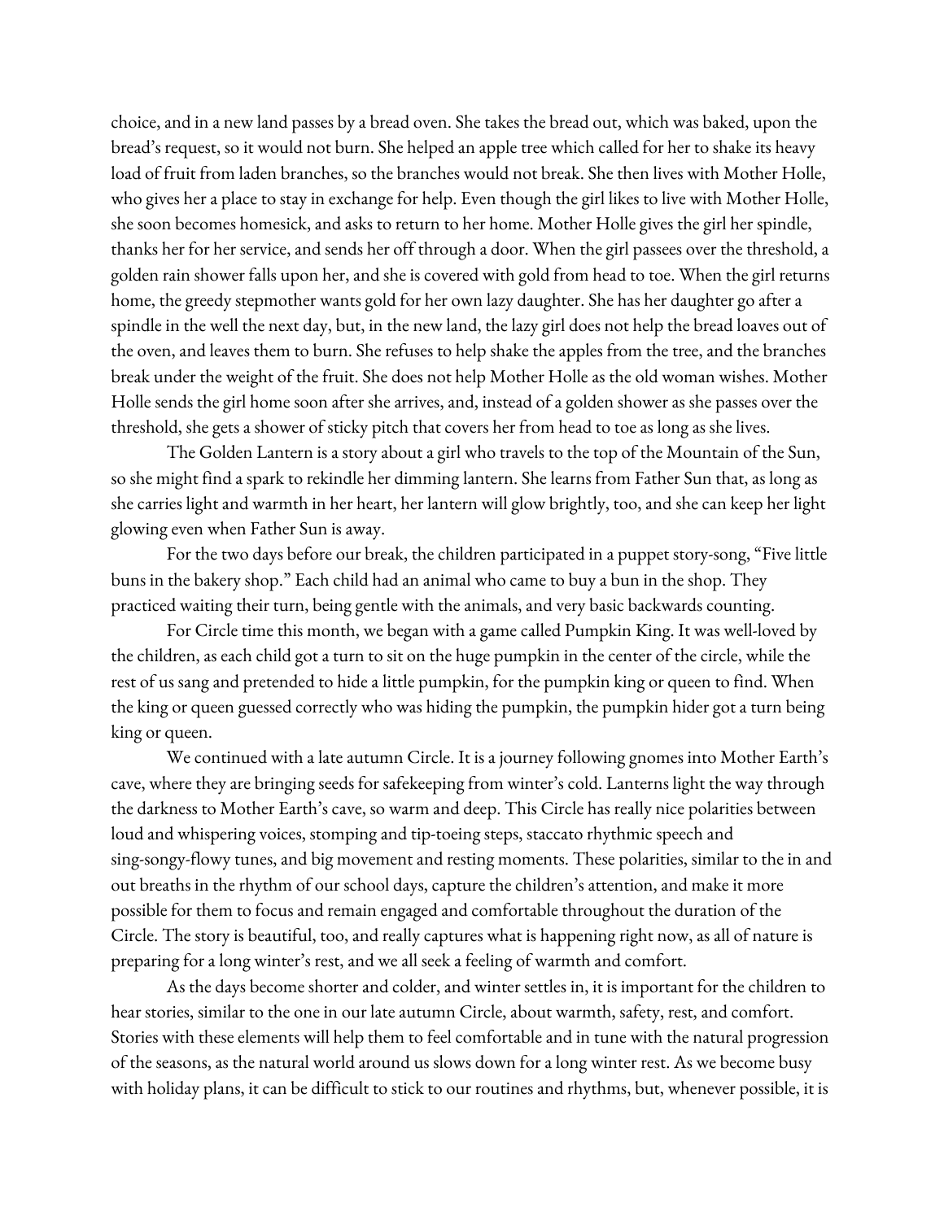choice, and in a new land passes by a bread oven. She takes the bread out, which was baked, upon the bread's request, so it would not burn. She helped an apple tree which called for her to shake its heavy load of fruit from laden branches, so the branches would not break. She then lives with Mother Holle, who gives her a place to stay in exchange for help. Even though the girl likes to live with Mother Holle, she soon becomes homesick, and asks to return to her home. Mother Holle gives the girl her spindle, thanks her for her service, and sends her off through a door. When the girl passees over the threshold, a golden rain shower falls upon her, and she is covered with gold from head to toe. When the girl returns home, the greedy stepmother wants gold for her own lazy daughter. She has her daughter go after a spindle in the well the next day, but, in the new land, the lazy girl does not help the bread loaves out of the oven, and leaves them to burn. She refuses to help shake the apples from the tree, and the branches break under the weight of the fruit. She does not help Mother Holle as the old woman wishes. Mother Holle sends the girl home soon after she arrives, and, instead of a golden shower as she passes over the threshold, she gets a shower of sticky pitch that covers her from head to toe as long as she lives.

The Golden Lantern is a story about a girl who travels to the top of the Mountain of the Sun, so she might find a spark to rekindle her dimming lantern. She learns from Father Sun that, as long as she carries light and warmth in her heart, her lantern will glow brightly, too, and she can keep her light glowing even when Father Sun is away.

For the two days before our break, the children participated in a puppet story-song, "Five little buns in the bakery shop." Each child had an animal who came to buy a bun in the shop. They practiced waiting their turn, being gentle with the animals, and very basic backwards counting.

For Circle time this month, we began with a game called Pumpkin King. It was well-loved by the children, as each child got a turn to sit on the huge pumpkin in the center of the circle, while the rest of us sang and pretended to hide a little pumpkin, for the pumpkin king or queen to find. When the king or queen guessed correctly who was hiding the pumpkin, the pumpkin hider got a turn being king or queen.

We continued with a late autumn Circle. It is a journey following gnomes into Mother Earth's cave, where they are bringing seeds for safekeeping from winter's cold. Lanterns light the way through the darkness to Mother Earth's cave, so warm and deep. This Circle has really nice polarities between loud and whispering voices, stomping and tip-toeing steps, staccato rhythmic speech and sing-songy-flowy tunes, and big movement and resting moments. These polarities, similar to the in and out breaths in the rhythm of our school days, capture the children's attention, and make it more possible for them to focus and remain engaged and comfortable throughout the duration of the Circle. The story is beautiful, too, and really captures what is happening right now, as all of nature is preparing for a long winter's rest, and we all seek a feeling of warmth and comfort.

As the days become shorter and colder, and winter settles in, it is important for the children to hear stories, similar to the one in our late autumn Circle, about warmth, safety, rest, and comfort. Stories with these elements will help them to feel comfortable and in tune with the natural progression of the seasons, as the natural world around us slows down for a long winter rest. As we become busy with holiday plans, it can be difficult to stick to our routines and rhythms, but, whenever possible, it is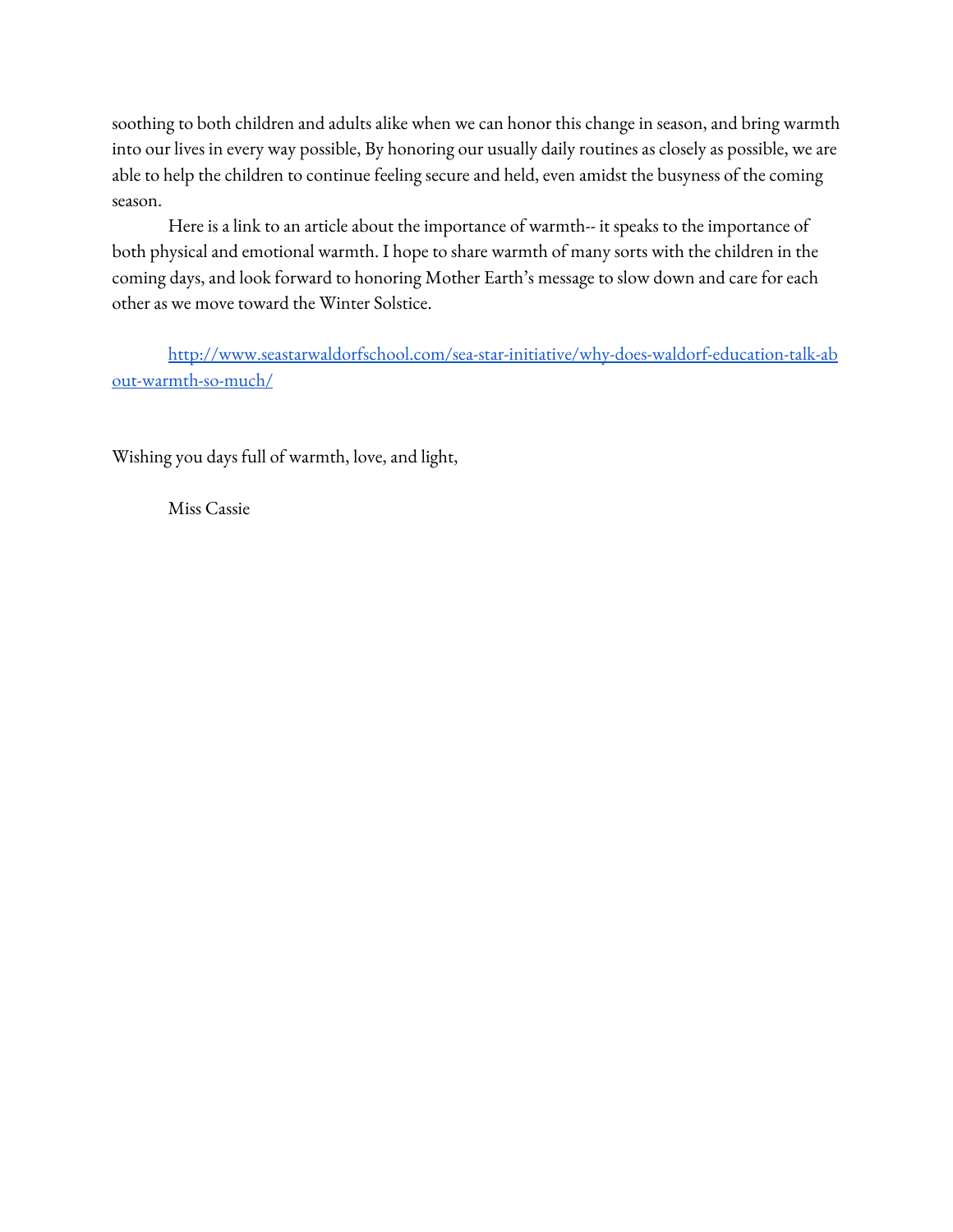soothing to both children and adults alike when we can honor this change in season, and bring warmth into our lives in every way possible, By honoring our usually daily routines as closely as possible, we are able to help the children to continue feeling secure and held, even amidst the busyness of the coming season.

Here is a link to an article about the importance of warmth-- it speaks to the importance of both physical and emotional warmth. I hope to share warmth of many sorts with the children in the coming days, and look forward to honoring Mother Earth's message to slow down and care for each other as we move toward the Winter Solstice.

[http://www.seastarwaldorfschool.com/sea-star-initiative/why-does-waldorf-education-talk-about-warmth-so-much/](http://www.seastarwaldorfschool.com/sea-star-initiative/why-does-waldorf-education-talk-about-warmth-so-much/)

Wishing you days full of warmth, love, and light,

Miss Cassie